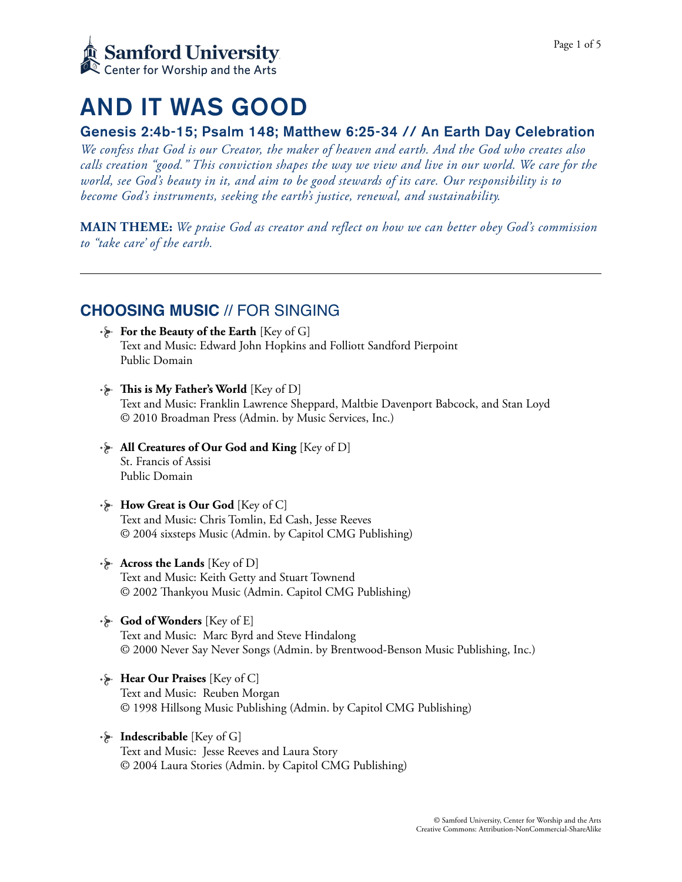Samford University
Center for Worship and the Arts

# AND IT WAS GOOD

## Genesis 2:4b-15; Psalm 148; Matthew 6:25-34 // An Earth Day Celebration

*We confess that God is our Creator, the maker of heaven and earth. And the God who creates also calls creation "good." This conviction shapes the way we view and live in our world. We care for the world, see God's beauty in it, and aim to be good stewards of its care. Our responsibility is to become God's instruments, seeking the earth's justice, renewal, and sustainability.*

**MAIN THEME:** *We praise God as creator and reflect on how we can better obey God's commission to "take care' of the earth.*

---

## CHOOSING MUSIC // FOR SINGING

- **For the Beauty of the Earth** [Key of G]
  Text and Music: Edward John Hopkins and Folliott Sandford Pierpoint
  Public Domain

- **This is My Father's World** [Key of D]
  Text and Music: Franklin Lawrence Sheppard, Maltbie Davenport Babcock, and Stan Loyd
  © 2010 Broadman Press (Admin. by Music Services, Inc.)

- **All Creatures of Our God and King** [Key of D]
  St. Francis of Assisi
  Public Domain

- **How Great is Our God** [Key of C]
  Text and Music: Chris Tomlin, Ed Cash, Jesse Reeves
  © 2004 sixsteps Music (Admin. by Capitol CMG Publishing)

- **Across the Lands** [Key of D]
  Text and Music: Keith Getty and Stuart Townend
  © 2002 Thankyou Music (Admin. Capitol CMG Publishing)

- **God of Wonders** [Key of E]
  Text and Music: Marc Byrd and Steve Hindalong
  © 2000 Never Say Never Songs (Admin. by Brentwood-Benson Music Publishing, Inc.)

- **Hear Our Praises** [Key of C]
  Text and Music: Reuben Morgan
  © 1998 Hillsong Music Publishing (Admin. by Capitol CMG Publishing)

- **Indescribable** [Key of G]
  Text and Music: Jesse Reeves and Laura Story
  © 2004 Laura Stories (Admin. by Capitol CMG Publishing)

© Samford University, Center for Worship and the Arts
Creative Commons: Attribution-NonCommercial-ShareAlike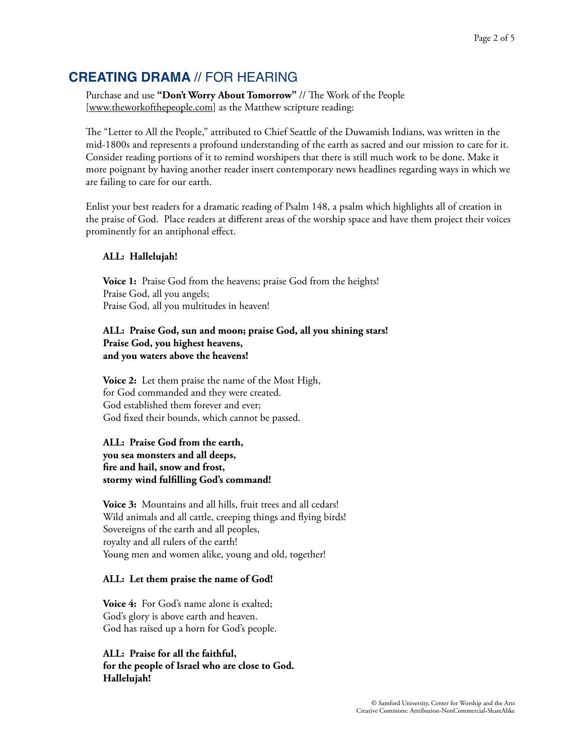## **CREATING DRAMA** // FOR HEARING

Purchase and use **"Don't Worry About Tomorrow"** // The Work of the People [www.theworkofthepeople.com] as the Matthew scripture reading:

The "Letter to All the People," attributed to Chief Seattle of the Duwamish Indians, was written in the mid-1800s and represents a profound understanding of the earth as sacred and our mission to care for it. Consider reading portions of it to remind worshipers that there is still much work to be done. Make it more poignant by having another reader insert contemporary news headlines regarding ways in which we are failing to care for our earth.

Enlist your best readers for a dramatic reading of Psalm 148, a psalm which highlights all of creation in the praise of God. Place readers at different areas of the worship space and have them project their voices prominently for an antiphonal effect.

**ALL: Hallelujah!**

**Voice 1:** Praise God from the heavens; praise God from the heights!
Praise God, all you angels;
Praise God, all you multitudes in heaven!

**ALL: Praise God, sun and moon; praise God, all you shining stars!**
**Praise God, you highest heavens,**
**and you waters above the heavens!**

**Voice 2:** Let them praise the name of the Most High,
for God commanded and they were created.
God established them forever and ever;
God fixed their bounds, which cannot be passed.

**ALL: Praise God from the earth,**
**you sea monsters and all deeps,**
**fire and hail, snow and frost,**
**stormy wind fulfilling God's command!**

**Voice 3:** Mountains and all hills, fruit trees and all cedars!
Wild animals and all cattle, creeping things and flying birds!
Sovereigns of the earth and all peoples,
royalty and all rulers of the earth!
Young men and women alike, young and old, together!

**ALL: Let them praise the name of God!**

**Voice 4:** For God's name alone is exalted;
God's glory is above earth and heaven.
God has raised up a horn for God's people.

**ALL: Praise for all the faithful,**
**for the people of Israel who are close to God.**
**Hallelujah!**

© Samford University, Center for Worship and the Arts
Creative Commons: Attribution-NonCommercial-ShareAlike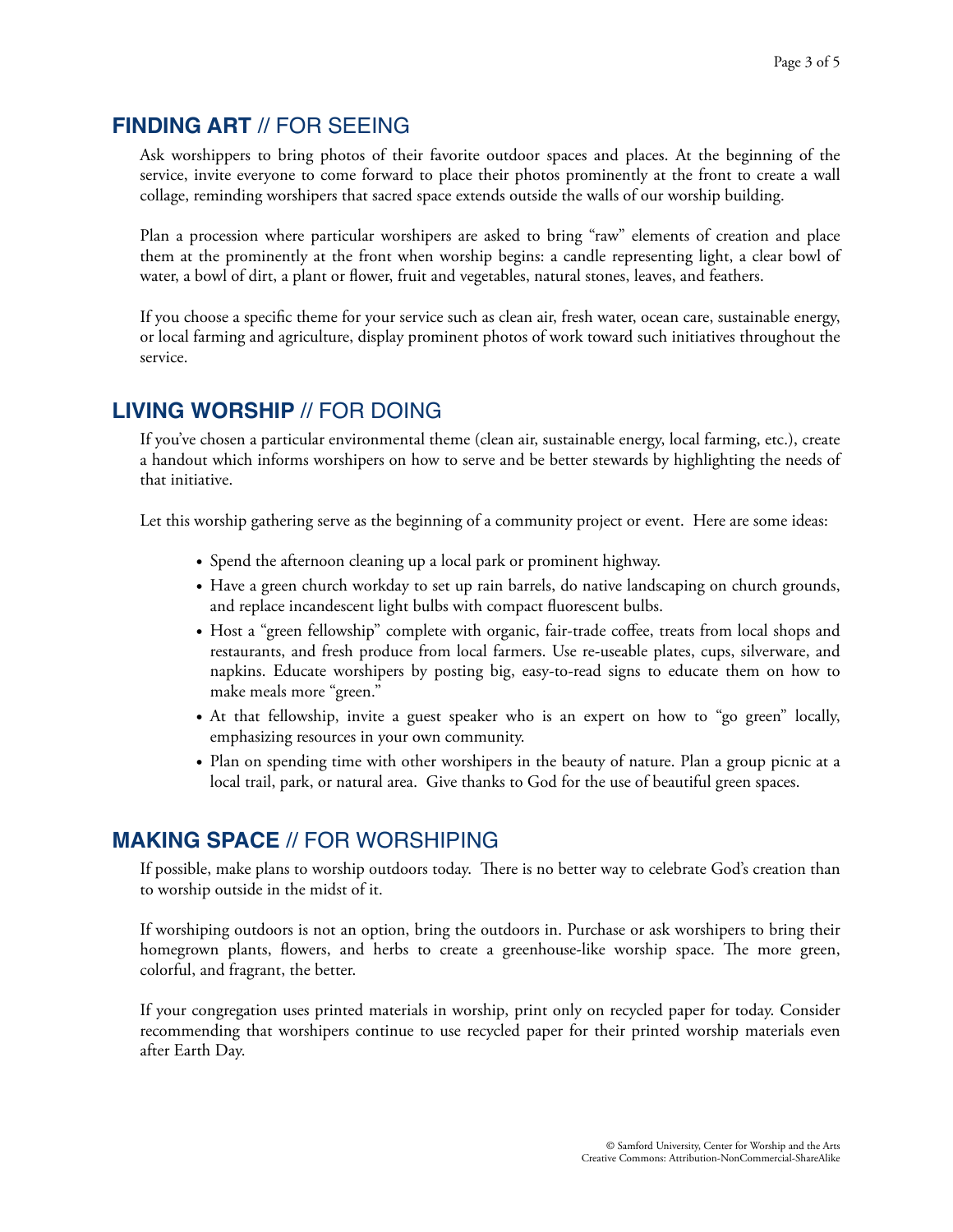## **FINDING ART** // FOR SEEING

Ask worshippers to bring photos of their favorite outdoor spaces and places. At the beginning of the service, invite everyone to come forward to place their photos prominently at the front to create a wall collage, reminding worshipers that sacred space extends outside the walls of our worship building.

Plan a procession where particular worshipers are asked to bring "raw" elements of creation and place them at the prominently at the front when worship begins: a candle representing light, a clear bowl of water, a bowl of dirt, a plant or flower, fruit and vegetables, natural stones, leaves, and feathers.

If you choose a specific theme for your service such as clean air, fresh water, ocean care, sustainable energy, or local farming and agriculture, display prominent photos of work toward such initiatives throughout the service.

## **LIVING WORSHIP** // FOR DOING

If you've chosen a particular environmental theme (clean air, sustainable energy, local farming, etc.), create a handout which informs worshipers on how to serve and be better stewards by highlighting the needs of that initiative.

Let this worship gathering serve as the beginning of a community project or event. Here are some ideas:

- Spend the afternoon cleaning up a local park or prominent highway.
- Have a green church workday to set up rain barrels, do native landscaping on church grounds, and replace incandescent light bulbs with compact fluorescent bulbs.
- Host a "green fellowship" complete with organic, fair-trade coffee, treats from local shops and restaurants, and fresh produce from local farmers. Use re-useable plates, cups, silverware, and napkins. Educate worshipers by posting big, easy-to-read signs to educate them on how to make meals more "green."
- At that fellowship, invite a guest speaker who is an expert on how to "go green" locally, emphasizing resources in your own community.
- Plan on spending time with other worshipers in the beauty of nature. Plan a group picnic at a local trail, park, or natural area. Give thanks to God for the use of beautiful green spaces.

## **MAKING SPACE** // FOR WORSHIPING

If possible, make plans to worship outdoors today. There is no better way to celebrate God's creation than to worship outside in the midst of it.

If worshiping outdoors is not an option, bring the outdoors in. Purchase or ask worshipers to bring their homegrown plants, flowers, and herbs to create a greenhouse-like worship space. The more green, colorful, and fragrant, the better.

If your congregation uses printed materials in worship, print only on recycled paper for today. Consider recommending that worshipers continue to use recycled paper for their printed worship materials even after Earth Day.

© Samford University, Center for Worship and the Arts
Creative Commons: Attribution-NonCommercial-ShareAlike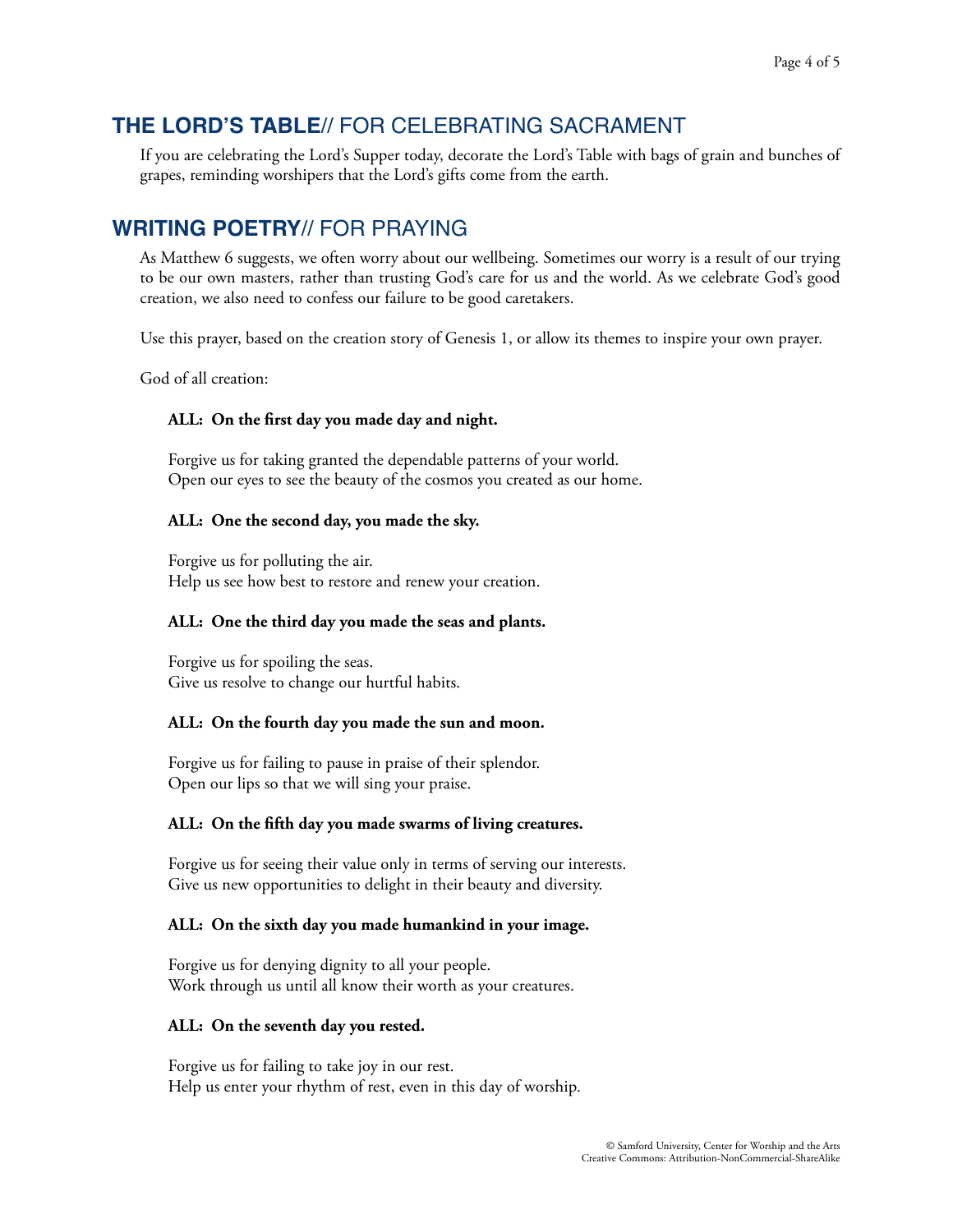## **THE LORD'S TABLE**// FOR CELEBRATING SACRAMENT

If you are celebrating the Lord's Supper today, decorate the Lord's Table with bags of grain and bunches of grapes, reminding worshipers that the Lord's gifts come from the earth.

## **WRITING POETRY**// FOR PRAYING

As Matthew 6 suggests, we often worry about our wellbeing. Sometimes our worry is a result of our trying to be our own masters, rather than trusting God's care for us and the world. As we celebrate God's good creation, we also need to confess our failure to be good caretakers.

Use this prayer, based on the creation story of Genesis 1, or allow its themes to inspire your own prayer.

God of all creation:

**ALL: On the first day you made day and night.**

Forgive us for taking granted the dependable patterns of your world.
Open our eyes to see the beauty of the cosmos you created as our home.

**ALL: One the second day, you made the sky.**

Forgive us for polluting the air.
Help us see how best to restore and renew your creation.

**ALL: One the third day you made the seas and plants.**

Forgive us for spoiling the seas.
Give us resolve to change our hurtful habits.

**ALL: On the fourth day you made the sun and moon.**

Forgive us for failing to pause in praise of their splendor.
Open our lips so that we will sing your praise.

**ALL: On the fifth day you made swarms of living creatures.**

Forgive us for seeing their value only in terms of serving our interests.
Give us new opportunities to delight in their beauty and diversity.

**ALL: On the sixth day you made humankind in your image.**

Forgive us for denying dignity to all your people.
Work through us until all know their worth as your creatures.

**ALL: On the seventh day you rested.**

Forgive us for failing to take joy in our rest.
Help us enter your rhythm of rest, even in this day of worship.

© Samford University, Center for Worship and the Arts
Creative Commons: Attribution-NonCommercial-ShareAlike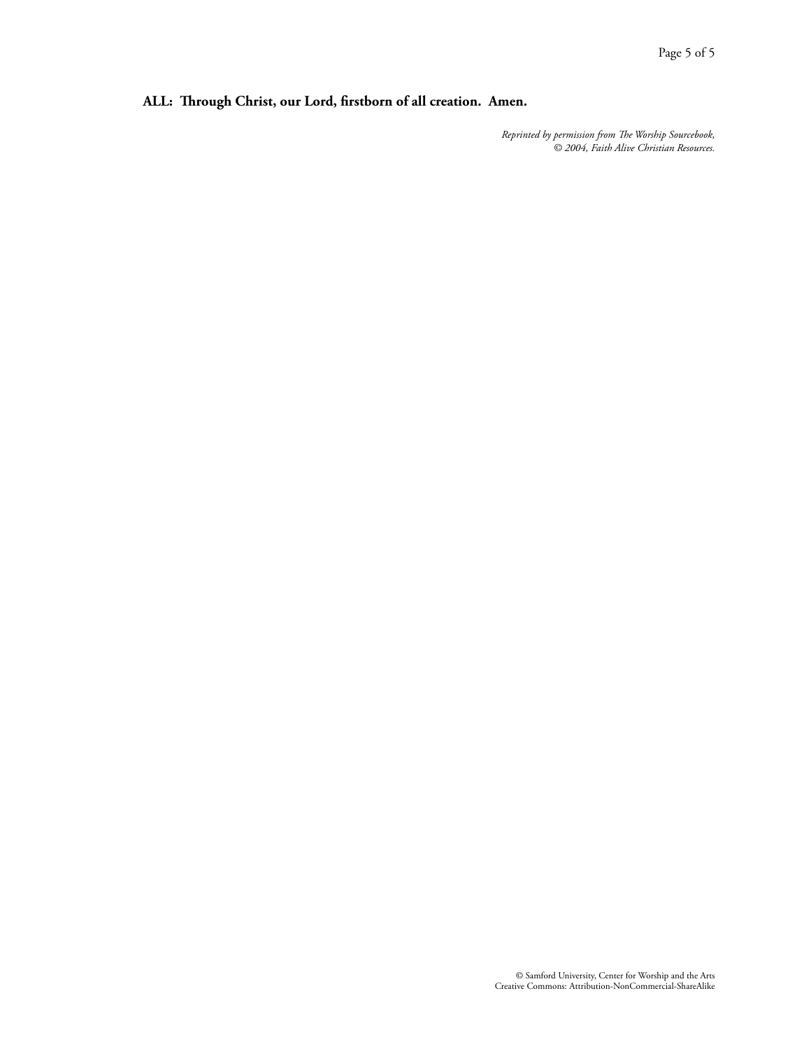**ALL: Through Christ, our Lord, firstborn of all creation. Amen.**

*Reprinted by permission from The Worship Sourcebook,*
*© 2004, Faith Alive Christian Resources.*

© Samford University, Center for Worship and the Arts
Creative Commons: Attribution-NonCommercial-ShareAlike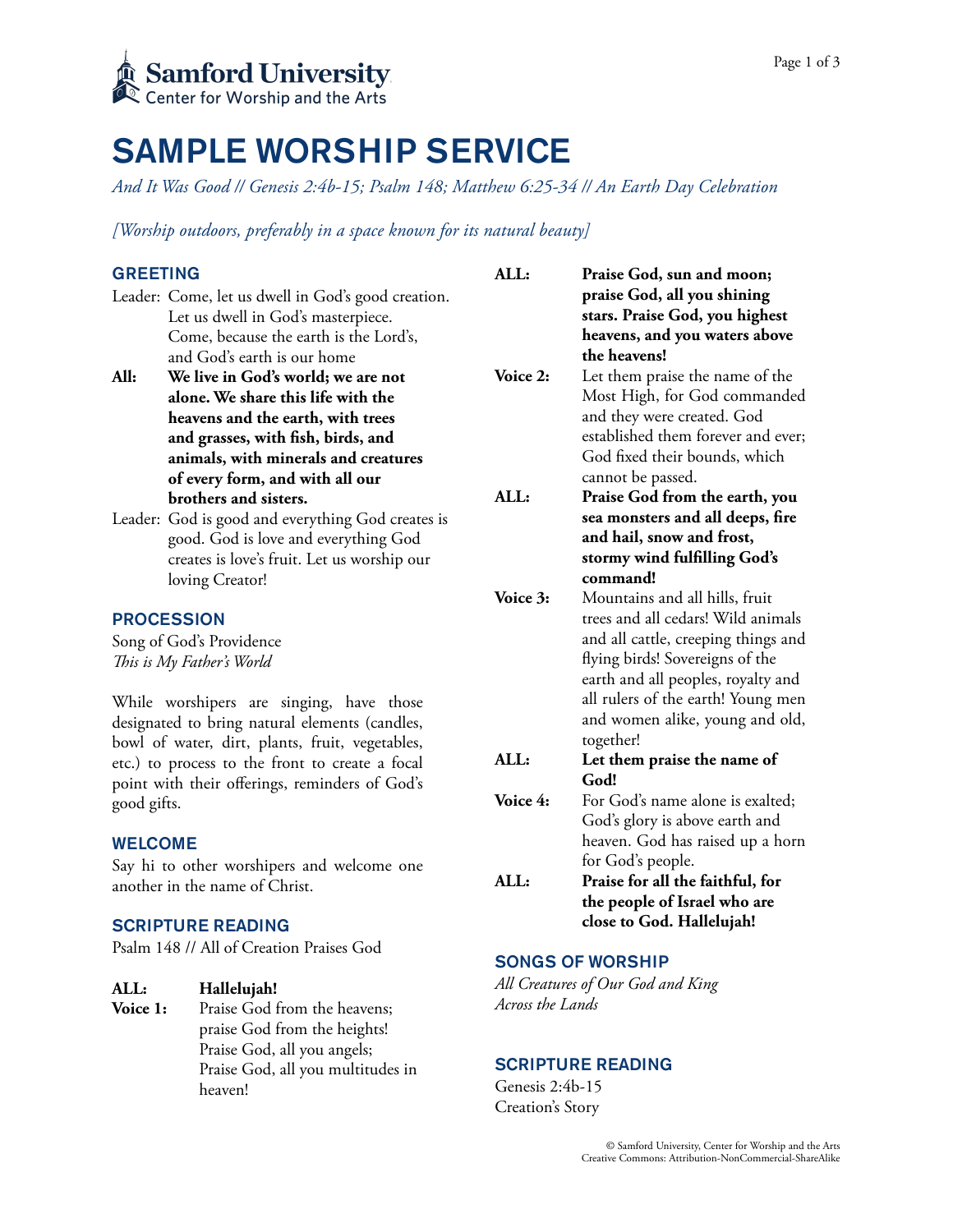Samford University
Center for Worship and the Arts

# SAMPLE WORSHIP SERVICE

*And It Was Good // Genesis 2:4b-15; Psalm 148; Matthew 6:25-34 // An Earth Day Celebration*

*[Worship outdoors, preferably in a space known for its natural beauty]*

## GREETING

Leader: Come, let us dwell in God's good creation. Let us dwell in God's masterpiece. Come, because the earth is the Lord's, and God's earth is our home

**All: We live in God's world; we are not alone. We share this life with the heavens and the earth, with trees and grasses, with fish, birds, and animals, with minerals and creatures of every form, and with all our brothers and sisters.**

Leader: God is good and everything God creates is good. God is love and everything God creates is love's fruit. Let us worship our loving Creator!

## PROCESSION

Song of God's Providence
*This is My Father's World*

While worshipers are singing, have those designated to bring natural elements (candles, bowl of water, dirt, plants, fruit, vegetables, etc.) to process to the front to create a focal point with their offerings, reminders of God's good gifts.

## WELCOME

Say hi to other worshipers and welcome one another in the name of Christ.

## SCRIPTURE READING

Psalm 148 // All of Creation Praises God

**ALL: Hallelujah!**

**Voice 1:** Praise God from the heavens; praise God from the heights! Praise God, all you angels; Praise God, all you multitudes in heaven!

**ALL: Praise God, sun and moon; praise God, all you shining stars. Praise God, you highest heavens, and you waters above the heavens!**

**Voice 2:** Let them praise the name of the Most High, for God commanded and they were created. God established them forever and ever; God fixed their bounds, which cannot be passed.

**ALL: Praise God from the earth, you sea monsters and all deeps, fire and hail, snow and frost, stormy wind fulfilling God's command!**

**Voice 3:** Mountains and all hills, fruit trees and all cedars! Wild animals and all cattle, creeping things and flying birds! Sovereigns of the earth and all peoples, royalty and all rulers of the earth! Young men and women alike, young and old, together!

**ALL: Let them praise the name of God!**

**Voice 4:** For God's name alone is exalted; God's glory is above earth and heaven. God has raised up a horn for God's people.

**ALL: Praise for all the faithful, for the people of Israel who are close to God. Hallelujah!**

## SONGS OF WORSHIP

*All Creatures of Our God and King*
*Across the Lands*

## SCRIPTURE READING

Genesis 2:4b-15
Creation's Story

© Samford University, Center for Worship and the Arts
Creative Commons: Attribution-NonCommercial-ShareAlike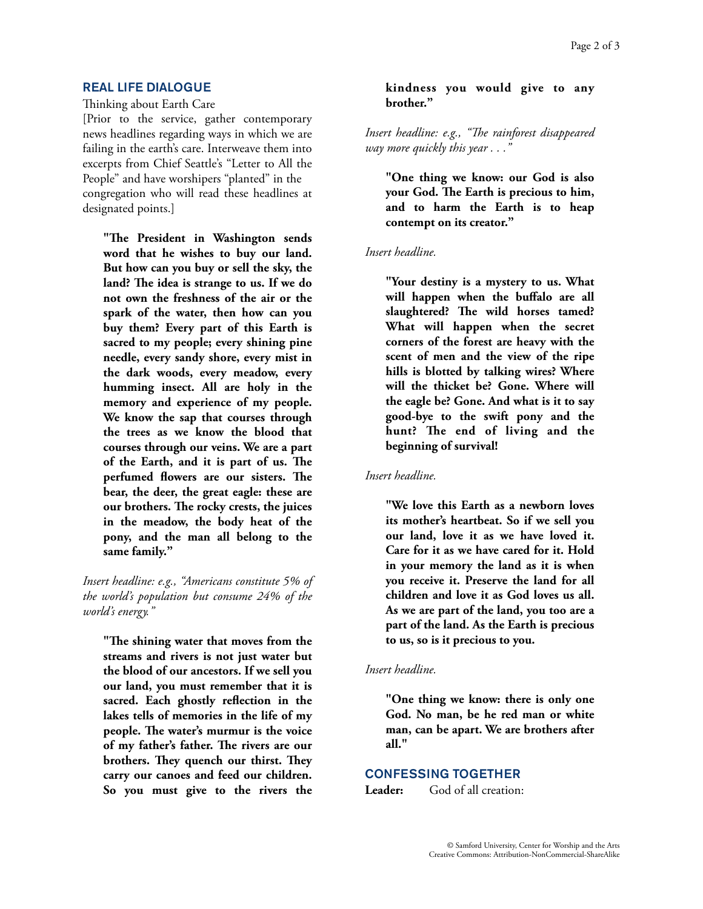## REAL LIFE DIALOGUE

Thinking about Earth Care

[Prior to the service, gather contemporary news headlines regarding ways in which we are failing in the earth's care. Interweave them into excerpts from Chief Seattle's "Letter to All the People" and have worshipers "planted" in the congregation who will read these headlines at designated points.]

> **"The President in Washington sends word that he wishes to buy our land. But how can you buy or sell the sky, the land? The idea is strange to us. If we do not own the freshness of the air or the spark of the water, then how can you buy them? Every part of this Earth is sacred to my people; every shining pine needle, every sandy shore, every mist in the dark woods, every meadow, every humming insect. All are holy in the memory and experience of my people. We know the sap that courses through the trees as we know the blood that courses through our veins. We are a part of the Earth, and it is part of us. The perfumed flowers are our sisters. The bear, the deer, the great eagle: these are our brothers. The rocky crests, the juices in the meadow, the body heat of the pony, and the man all belong to the same family."**

*Insert headline: e.g., "Americans constitute 5% of the world's population but consume 24% of the world's energy."*

> **"The shining water that moves from the streams and rivers is not just water but the blood of our ancestors. If we sell you our land, you must remember that it is sacred. Each ghostly reflection in the lakes tells of memories in the life of my people. The water's murmur is the voice of my father's father. The rivers are our brothers. They quench our thirst. They carry our canoes and feed our children. So you must give to the rivers the kindness you would give to any brother."**

*Insert headline: e.g., "The rainforest disappeared way more quickly this year . . ."*

> **"One thing we know: our God is also your God. The Earth is precious to him, and to harm the Earth is to heap contempt on its creator."**

*Insert headline.*

> **"Your destiny is a mystery to us. What will happen when the buffalo are all slaughtered? The wild horses tamed? What will happen when the secret corners of the forest are heavy with the scent of men and the view of the ripe hills is blotted by talking wires? Where will the thicket be? Gone. Where will the eagle be? Gone. And what is it to say good-bye to the swift pony and the hunt? The end of living and the beginning of survival!**

*Insert headline.*

> **"We love this Earth as a newborn loves its mother's heartbeat. So if we sell you our land, love it as we have loved it. Care for it as we have cared for it. Hold in your memory the land as it is when you receive it. Preserve the land for all children and love it as God loves us all. As we are part of the land, you too are a part of the land. As the Earth is precious to us, so is it precious to you.**

*Insert headline.*

> **"One thing we know: there is only one God. No man, be he red man or white man, can be apart. We are brothers after all."**

## CONFESSING TOGETHER

**Leader:** God of all creation:

© Samford University, Center for Worship and the Arts
Creative Commons: Attribution-NonCommercial-ShareAlike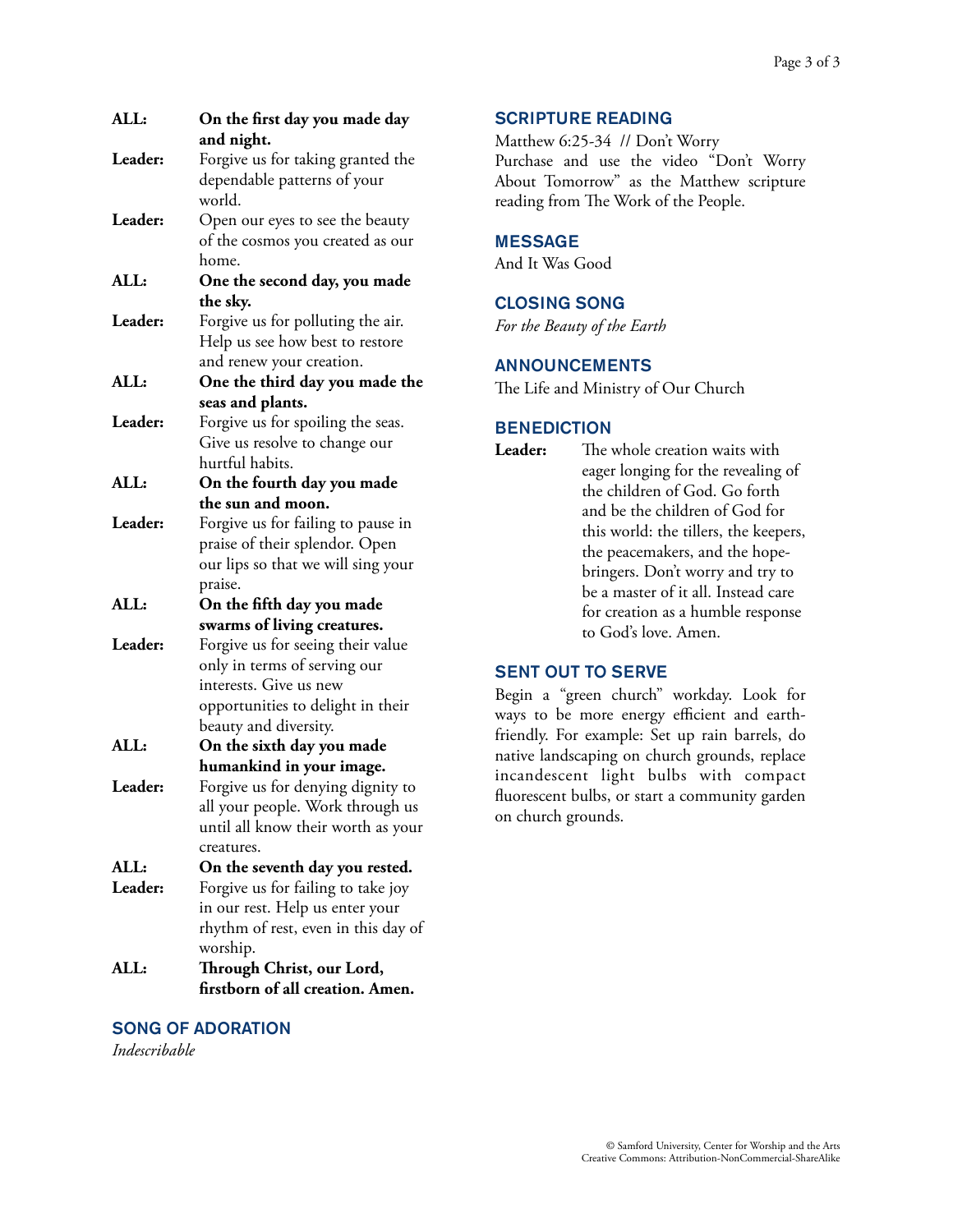**ALL:** **On the first day you made day and night.**

**Leader:** Forgive us for taking granted the dependable patterns of your world.

**Leader:** Open our eyes to see the beauty of the cosmos you created as our home.

**ALL:** **One the second day, you made the sky.**

**Leader:** Forgive us for polluting the air. Help us see how best to restore and renew your creation.

**ALL:** **One the third day you made the seas and plants.**

**Leader:** Forgive us for spoiling the seas. Give us resolve to change our hurtful habits.

**ALL:** **On the fourth day you made the sun and moon.**

**Leader:** Forgive us for failing to pause in praise of their splendor. Open our lips so that we will sing your praise.

**ALL:** **On the fifth day you made swarms of living creatures.**

**Leader:** Forgive us for seeing their value only in terms of serving our interests. Give us new opportunities to delight in their beauty and diversity.

**ALL:** **On the sixth day you made humankind in your image.**

**Leader:** Forgive us for denying dignity to all your people. Work through us until all know their worth as your creatures.

**ALL:** **On the seventh day you rested.**

**Leader:** Forgive us for failing to take joy in our rest. Help us enter your rhythm of rest, even in this day of worship.

**ALL:** **Through Christ, our Lord, firstborn of all creation. Amen.**

## SONG OF ADORATION

*Indescribable*

## SCRIPTURE READING

Matthew 6:25-34 // Don't Worry

Purchase and use the video "Don't Worry About Tomorrow" as the Matthew scripture reading from The Work of the People.

## MESSAGE

And It Was Good

## CLOSING SONG

*For the Beauty of the Earth*

## ANNOUNCEMENTS

The Life and Ministry of Our Church

## BENEDICTION

**Leader:** The whole creation waits with eager longing for the revealing of the children of God. Go forth and be the children of God for this world: the tillers, the keepers, the peacemakers, and the hope-bringers. Don't worry and try to be a master of it all. Instead care for creation as a humble response to God's love. Amen.

## SENT OUT TO SERVE

Begin a "green church" workday. Look for ways to be more energy efficient and earth-friendly. For example: Set up rain barrels, do native landscaping on church grounds, replace incandescent light bulbs with compact fluorescent bulbs, or start a community garden on church grounds.

© Samford University, Center for Worship and the Arts
Creative Commons: Attribution-NonCommercial-ShareAlike